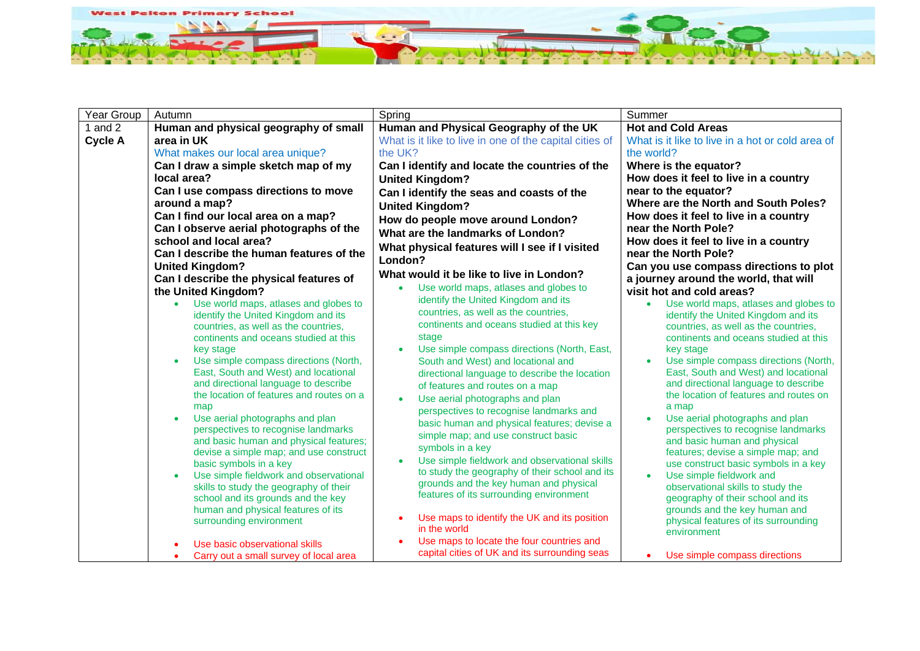West Pelton Primary School

| Year Group | Autumn | Spring | Summer |
|---|---|---|---|
| 1 and 2 **Cycle A** | **Human and physical geography of small area in UK**<br>What makes our local area unique?<br>**Can I draw a simple sketch map of my local area?**<br>**Can I use compass directions to move around a map?**<br>**Can I find our local area on a map?**<br>**Can I observe aerial photographs of the school and local area?**<br>**Can I describe the human features of the United Kingdom?**<br>**Can I describe the physical features of the United Kingdom?**<br>• Use world maps, atlases and globes to identify the United Kingdom and its countries, as well as the countries, continents and oceans studied at this key stage<br>• Use simple compass directions (North, East, South and West) and locational and directional language to describe the location of features and routes on a map<br>• Use aerial photographs and plan perspectives to recognise landmarks and basic human and physical features; devise a simple map; and use construct basic symbols in a key<br>• Use simple fieldwork and observational skills to study the geography of their school and its grounds and the key human and physical features of its surrounding environment<br>• Use basic observational skills<br>• Carry out a small survey of local area | **Human and Physical Geography of the UK**<br>What is it like to live in one of the capital cities of the UK?<br>**Can I identify and locate the countries of the United Kingdom?**<br>**Can I identify the seas and coasts of the United Kingdom?**<br>**How do people move around London?**<br>**What are the landmarks of London?**<br>**What physical features will I see if I visited London?**<br>**What would it be like to live in London?**<br>• Use world maps, atlases and globes to identify the United Kingdom and its countries, as well as the countries, continents and oceans studied at this key stage<br>• Use simple compass directions (North, East, South and West) and locational and directional language to describe the location of features and routes on a map<br>• Use aerial photographs and plan perspectives to recognise landmarks and basic human and physical features; devise a simple map; and use construct basic symbols in a key<br>• Use simple fieldwork and observational skills to study the geography of their school and its grounds and the key human and physical features of its surrounding environment<br>• Use maps to identify the UK and its position in the world<br>• Use maps to locate the four countries and capital cities of UK and its surrounding seas | **Hot and Cold Areas**<br>What is it like to live in a hot or cold area of the world?<br>**Where is the equator?**<br>**How does it feel to live in a country near to the equator?**<br>**Where are the North and South Poles?**<br>**How does it feel to live in a country near the North Pole?**<br>**How does it feel to live in a country near the North Pole?**<br>**Can you use compass directions to plot a journey around the world, that will visit hot and cold areas?**<br>• Use world maps, atlases and globes to identify the United Kingdom and its countries, as well as the countries, continents and oceans studied at this key stage<br>• Use simple compass directions (North, East, South and West) and locational and directional language to describe the location of features and routes on a map<br>• Use aerial photographs and plan perspectives to recognise landmarks and basic human and physical features; devise a simple map; and use construct basic symbols in a key<br>• Use simple fieldwork and observational skills to study the geography of their school and its grounds and the key human and physical features of its surrounding environment<br>• Use simple compass directions |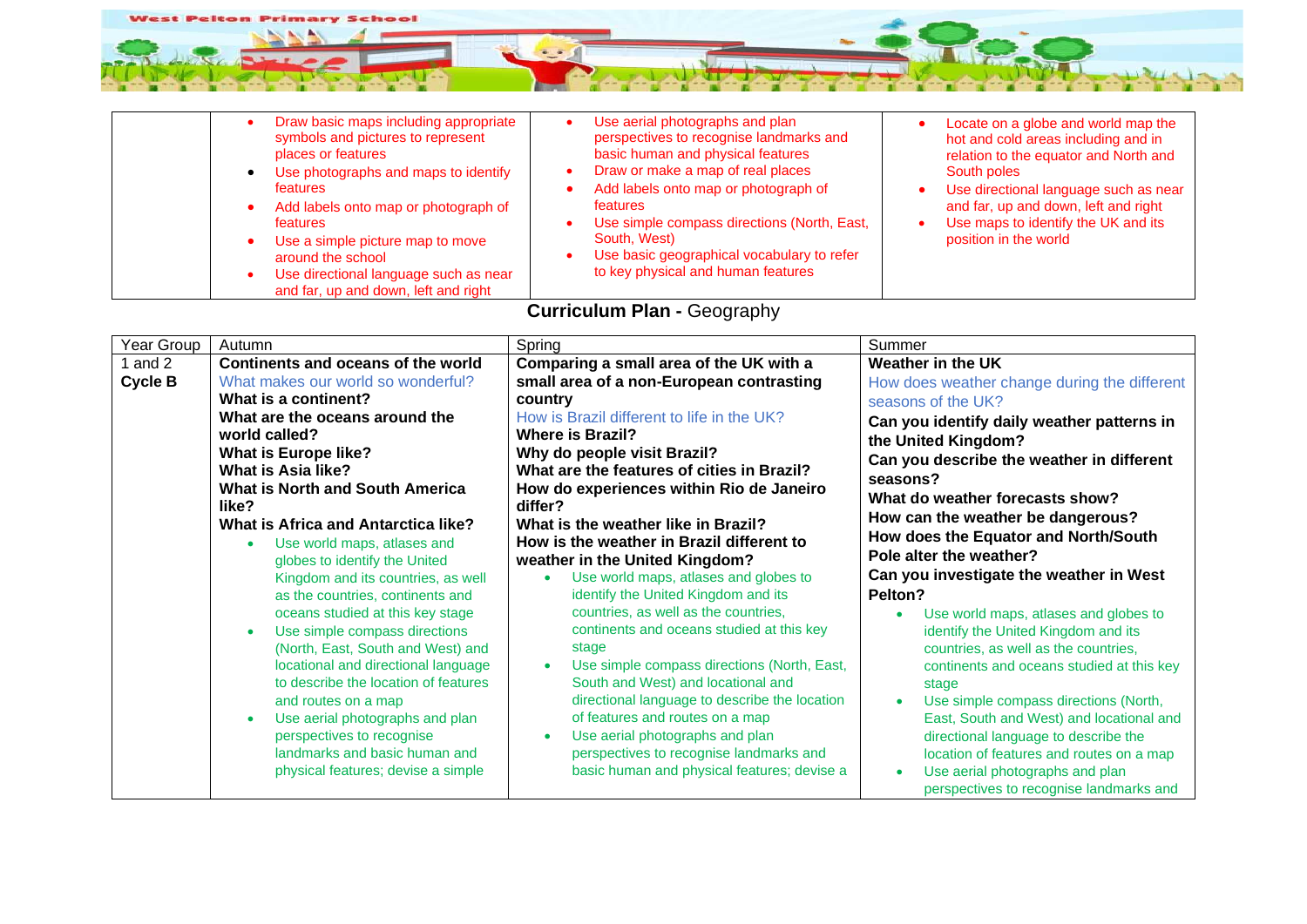| | | | |
|---|---|---|---|
| | • Draw basic maps including appropriate symbols and pictures to represent places or features<br>• Use photographs and maps to identify features<br>• Add labels onto map or photograph of features<br>• Use a simple picture map to move around the school<br>• Use directional language such as near and far, up and down, left and right | • Use aerial photographs and plan perspectives to recognise landmarks and basic human and physical features<br>• Draw or make a map of real places<br>• Add labels onto map or photograph of features<br>• Use simple compass directions (North, East, South, West)<br>• Use basic geographical vocabulary to refer to key physical and human features | • Locate on a globe and world map the hot and cold areas including and in relation to the equator and North and South poles<br>• Use directional language such as near and far, up and down, left and right<br>• Use maps to identify the UK and its position in the world |

## **Curriculum Plan -** Geography

| Year Group | Autumn | Spring | Summer |
|---|---|---|---|
| 1 and 2<br>**Cycle B** | **Continents and oceans of the world**<br>What makes our world so wonderful?<br>**What is a continent?**<br>**What are the oceans around the world called?**<br>**What is Europe like?**<br>**What is Asia like?**<br>**What is North and South America like?**<br>**What is Africa and Antarctica like?**<br>• Use world maps, atlases and globes to identify the United Kingdom and its countries, as well as the countries, continents and oceans studied at this key stage<br>• Use simple compass directions (North, East, South and West) and locational and directional language to describe the location of features and routes on a map<br>• Use aerial photographs and plan perspectives to recognise landmarks and basic human and physical features; devise a simple | **Comparing a small area of the UK with a small area of a non-European contrasting country**<br>How is Brazil different to life in the UK?<br>**Where is Brazil?**<br>**Why do people visit Brazil?**<br>**What are the features of cities in Brazil?**<br>**How do experiences within Rio de Janeiro differ?**<br>**What is the weather like in Brazil?**<br>**How is the weather in Brazil different to weather in the United Kingdom?**<br>• Use world maps, atlases and globes to identify the United Kingdom and its countries, as well as the countries, continents and oceans studied at this key stage<br>• Use simple compass directions (North, East, South and West) and locational and directional language to describe the location of features and routes on a map<br>• Use aerial photographs and plan perspectives to recognise landmarks and basic human and physical features; devise a | **Weather in the UK**<br>How does weather change during the different seasons of the UK?<br>**Can you identify daily weather patterns in the United Kingdom?**<br>**Can you describe the weather in different seasons?**<br>**What do weather forecasts show?**<br>**How can the weather be dangerous?**<br>**How does the Equator and North/South Pole alter the weather?**<br>**Can you investigate the weather in West Pelton?**<br>• Use world maps, atlases and globes to identify the United Kingdom and its countries, as well as the countries, continents and oceans studied at this key stage<br>• Use simple compass directions (North, East, South and West) and locational and directional language to describe the location of features and routes on a map<br>• Use aerial photographs and plan perspectives to recognise landmarks and |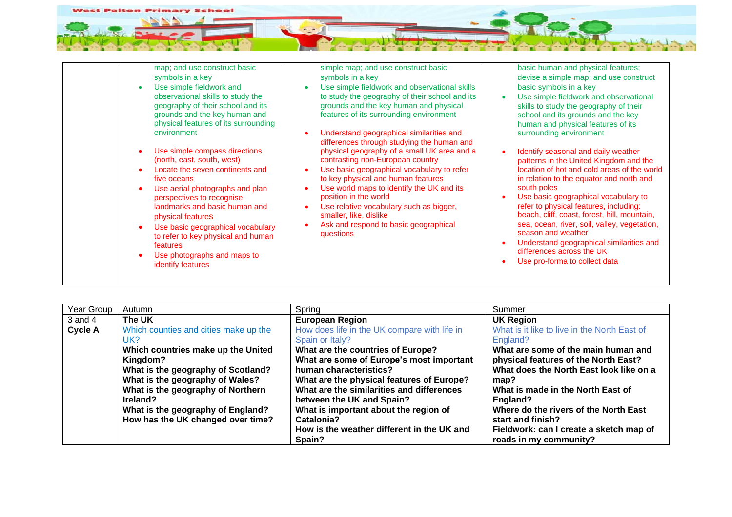|  | map; and use construct basic symbols in a key<br>• Use simple fieldwork and observational skills to study the geography of their school and its grounds and the key human and physical features of its surrounding environment<br><br>• Use simple compass directions (north, east, south, west)<br>• Locate the seven continents and five oceans<br>• Use aerial photographs and plan perspectives to recognise landmarks and basic human and physical features<br>• Use basic geographical vocabulary to refer to key physical and human features<br>• Use photographs and maps to identify features | simple map; and use construct basic symbols in a key<br>• Use simple fieldwork and observational skills to study the geography of their school and its grounds and the key human and physical features of its surrounding environment<br><br>• Understand geographical similarities and differences through studying the human and physical geography of a small UK area and a contrasting non-European country<br>• Use basic geographical vocabulary to refer to key physical and human features<br>• Use world maps to identify the UK and its position in the world<br>• Use relative vocabulary such as bigger, smaller, like, dislike<br>• Ask and respond to basic geographical questions | basic human and physical features; devise a simple map; and use construct basic symbols in a key<br>• Use simple fieldwork and observational skills to study the geography of their school and its grounds and the key human and physical features of its surrounding environment<br><br>• Identify seasonal and daily weather patterns in the United Kingdom and the location of hot and cold areas of the world in relation to the equator and north and south poles<br>• Use basic geographical vocabulary to refer to physical features, including: beach, cliff, coast, forest, hill, mountain, sea, ocean, river, soil, valley, vegetation, season and weather<br>• Understand geographical similarities and differences across the UK<br>• Use pro-forma to collect data |
|---|---|---|---|

| Year Group | Autumn | Spring | Summer |
|---|---|---|---|
| 3 and 4<br>**Cycle A** | **The UK**<br>Which counties and cities make up the UK?<br>**Which countries make up the United Kingdom?**<br>**What is the geography of Scotland?**<br>**What is the geography of Wales?**<br>**What is the geography of Northern Ireland?**<br>**What is the geography of England?**<br>**How has the UK changed over time?** | **European Region**<br>How does life in the UK compare with life in Spain or Italy?<br>**What are the countries of Europe?**<br>**What are some of Europe's most important human characteristics?**<br>**What are the physical features of Europe?**<br>**What are the similarities and differences between the UK and Spain?**<br>**What is important about the region of Catalonia?**<br>**How is the weather different in the UK and Spain?** | **UK Region**<br>What is it like to live in the North East of England?<br>**What are some of the main human and physical features of the North East?**<br>**What does the North East look like on a map?**<br>**What is made in the North East of England?**<br>**Where do the rivers of the North East start and finish?**<br>**Fieldwork: can I create a sketch map of roads in my community?** |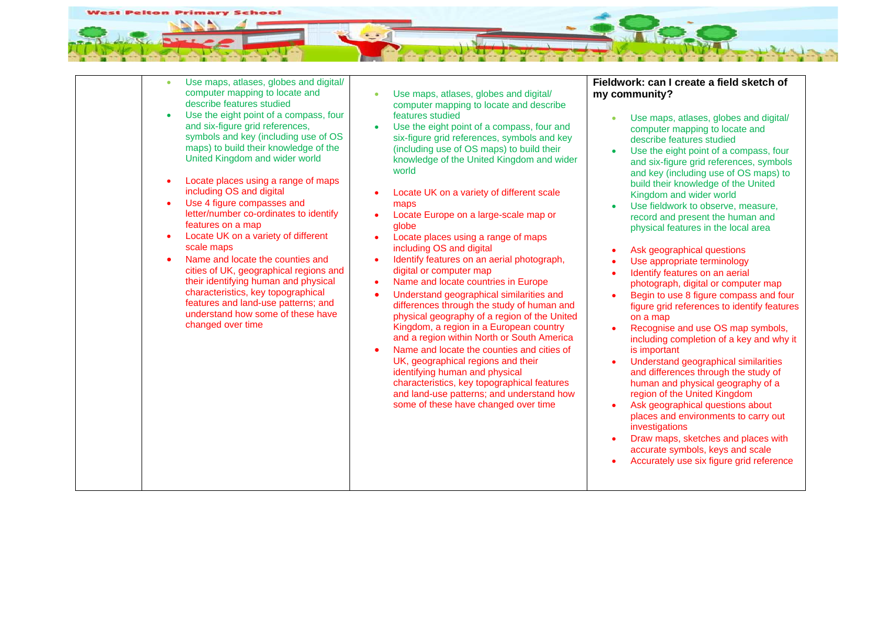| | | | |
|---|---|---|---|
| | • Use maps, atlases, globes and digital/ computer mapping to locate and describe features studied<br>• Use the eight point of a compass, four and six-figure grid references, symbols and key (including use of OS maps) to build their knowledge of the United Kingdom and wider world<br><br>• Locate places using a range of maps including OS and digital<br>• Use 4 figure compasses and letter/number co-ordinates to identify features on a map<br>• Locate UK on a variety of different scale maps<br>• Name and locate the counties and cities of UK, geographical regions and their identifying human and physical characteristics, key topographical features and land-use patterns; and understand how some of these have changed over time | • Use maps, atlases, globes and digital/ computer mapping to locate and describe features studied<br>• Use the eight point of a compass, four and six-figure grid references, symbols and key (including use of OS maps) to build their knowledge of the United Kingdom and wider world<br><br>• Locate UK on a variety of different scale maps<br>• Locate Europe on a large-scale map or globe<br>• Locate places using a range of maps including OS and digital<br>• Identify features on an aerial photograph, digital or computer map<br>• Name and locate countries in Europe<br>• Understand geographical similarities and differences through the study of human and physical geography of a region of the United Kingdom, a region in a European country and a region within North or South America<br>• Name and locate the counties and cities of UK, geographical regions and their identifying human and physical characteristics, key topographical features and land-use patterns; and understand how some of these have changed over time | **Fieldwork: can I create a field sketch of my community?**<br><br>• Use maps, atlases, globes and digital/ computer mapping to locate and describe features studied<br>• Use the eight point of a compass, four and six-figure grid references, symbols and key (including use of OS maps) to build their knowledge of the United Kingdom and wider world<br>• Use fieldwork to observe, measure, record and present the human and physical features in the local area<br><br>• Ask geographical questions<br>• Use appropriate terminology<br>• Identify features on an aerial photograph, digital or computer map<br>• Begin to use 8 figure compass and four figure grid references to identify features on a map<br>• Recognise and use OS map symbols, including completion of a key and why it is important<br>• Understand geographical similarities and differences through the study of human and physical geography of a region of the United Kingdom<br>• Ask geographical questions about places and environments to carry out investigations<br>• Draw maps, sketches and places with accurate symbols, keys and scale<br>• Accurately use six figure grid reference |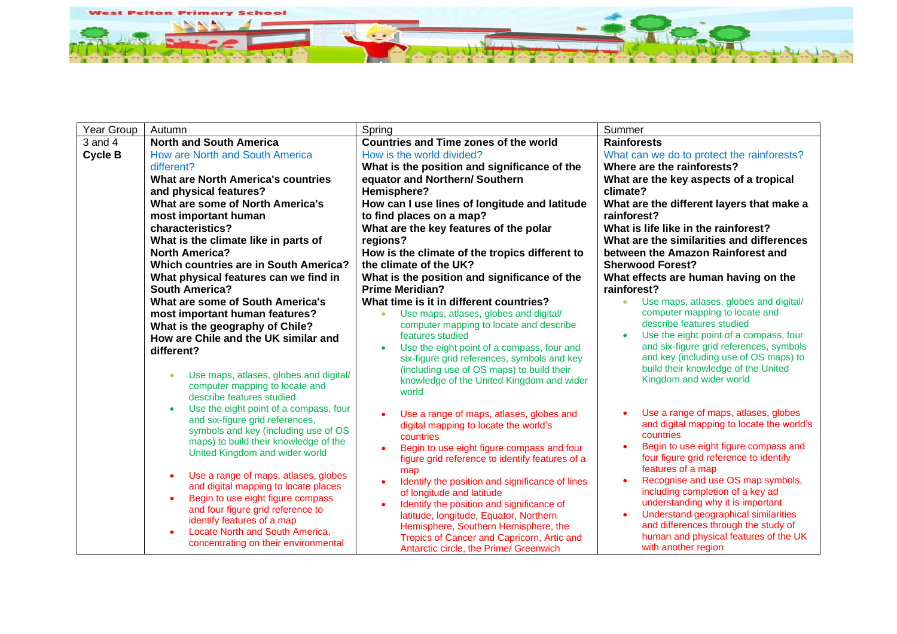| Year Group | Autumn | Spring | Summer |
| --- | --- | --- | --- |
| 3 and 4 **Cycle B** | **North and South America**<br>How are North and South America different?<br>**What are North America's countries and physical features?**<br>**What are some of North America's most important human characteristics?**<br>**What is the climate like in parts of North America?**<br>**Which countries are in South America?**<br>**What physical features can we find in South America?**<br>**What are some of South America's most important human features?**<br>**What is the geography of Chile?**<br>**How are Chile and the UK similar and different?**<br>• Use maps, atlases, globes and digital/ computer mapping to locate and describe features studied<br>• Use the eight point of a compass, four and six-figure grid references, symbols and key (including use of OS maps) to build their knowledge of the United Kingdom and wider world<br>• Use a range of maps, atlases, globes and digital mapping to locate places<br>• Begin to use eight figure compass and four figure grid reference to identify features of a map<br>• Locate North and South America, concentrating on their environmental | **Countries and Time zones of the world**<br>How is the world divided?<br>**What is the position and significance of the equator and Northern/ Southern Hemisphere?**<br>**How can I use lines of longitude and latitude to find places on a map?**<br>**What are the key features of the polar regions?**<br>**How is the climate of the tropics different to the climate of the UK?**<br>**What is the position and significance of the Prime Meridian?**<br>**What time is it in different countries?**<br>• Use maps, atlases, globes and digital/ computer mapping to locate and describe features studied<br>• Use the eight point of a compass, four and six-figure grid references, symbols and key (including use of OS maps) to build their knowledge of the United Kingdom and wider world<br>• Use a range of maps, atlases, globes and digital mapping to locate the world's countries<br>• Begin to use eight figure compass and four figure grid reference to identify features of a map<br>• Identify the position and significance of lines of longitude and latitude<br>• Identify the position and significance of latitude, longitude, Equator, Northern Hemisphere, Southern Hemisphere, the Tropics of Cancer and Capricorn, Artic and Antarctic circle, the Prime/ Greenwich | **Rainforests**<br>What can we do to protect the rainforests?<br>**Where are the rainforests?**<br>**What are the key aspects of a tropical climate?**<br>**What are the different layers that make a rainforest?**<br>**What is life like in the rainforest?**<br>**What are the similarities and differences between the Amazon Rainforest and Sherwood Forest?**<br>**What effects are human having on the rainforest?**<br>• Use maps, atlases, globes and digital/ computer mapping to locate and describe features studied<br>• Use the eight point of a compass, four and six-figure grid references, symbols and key (including use of OS maps) to build their knowledge of the United Kingdom and wider world<br>• Use a range of maps, atlases, globes and digital mapping to locate the world's countries<br>• Begin to use eight figure compass and four figure grid reference to identify features of a map<br>• Recognise and use OS map symbols, including completion of a key ad understanding why it is important<br>• Understand geographical similarities and differences through the study of human and physical features of the UK with another region |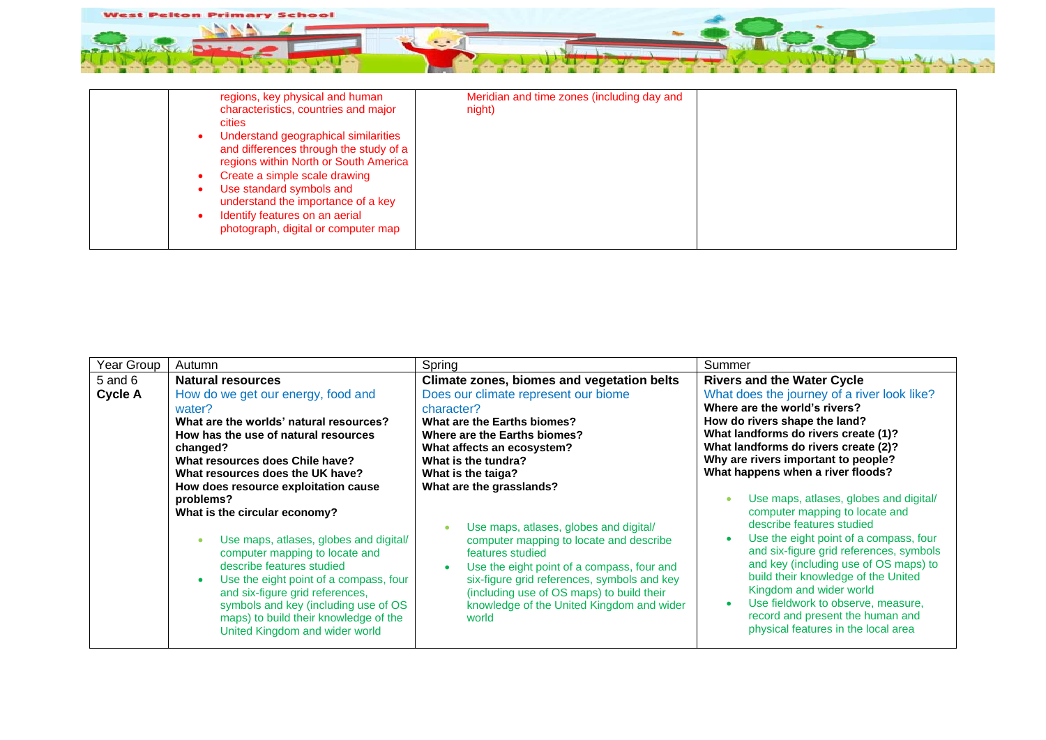| | | | |
|---|---|---|---|
| | regions, key physical and human characteristics, countries and major cities<br>• Understand geographical similarities and differences through the study of a regions within North or South America<br>• Create a simple scale drawing<br>• Use standard symbols and understand the importance of a key<br>• Identify features on an aerial photograph, digital or computer map | Meridian and time zones (including day and night) | |

| Year Group | Autumn | Spring | Summer |
|---|---|---|---|
| 5 and 6<br>**Cycle A** | **Natural resources**<br>How do we get our energy, food and water?<br>**What are the worlds' natural resources?**<br>**How has the use of natural resources changed?**<br>**What resources does Chile have?**<br>**What resources does the UK have?**<br>**How does resource exploitation cause problems?**<br>**What is the circular economy?**<br>• Use maps, atlases, globes and digital/ computer mapping to locate and describe features studied<br>• Use the eight point of a compass, four and six-figure grid references, symbols and key (including use of OS maps) to build their knowledge of the United Kingdom and wider world | **Climate zones, biomes and vegetation belts**<br>Does our climate represent our biome character?<br>**What are the Earths biomes?**<br>**Where are the Earths biomes?**<br>**What affects an ecosystem?**<br>**What is the tundra?**<br>**What is the taiga?**<br>**What are the grasslands?**<br>• Use maps, atlases, globes and digital/ computer mapping to locate and describe features studied<br>• Use the eight point of a compass, four and six-figure grid references, symbols and key (including use of OS maps) to build their knowledge of the United Kingdom and wider world | **Rivers and the Water Cycle**<br>What does the journey of a river look like?<br>**Where are the world's rivers?**<br>**How do rivers shape the land?**<br>**What landforms do rivers create (1)?**<br>**What landforms do rivers create (2)?**<br>**Why are rivers important to people?**<br>**What happens when a river floods?**<br>• Use maps, atlases, globes and digital/ computer mapping to locate and describe features studied<br>• Use the eight point of a compass, four and six-figure grid references, symbols and key (including use of OS maps) to build their knowledge of the United Kingdom and wider world<br>• Use fieldwork to observe, measure, record and present the human and physical features in the local area |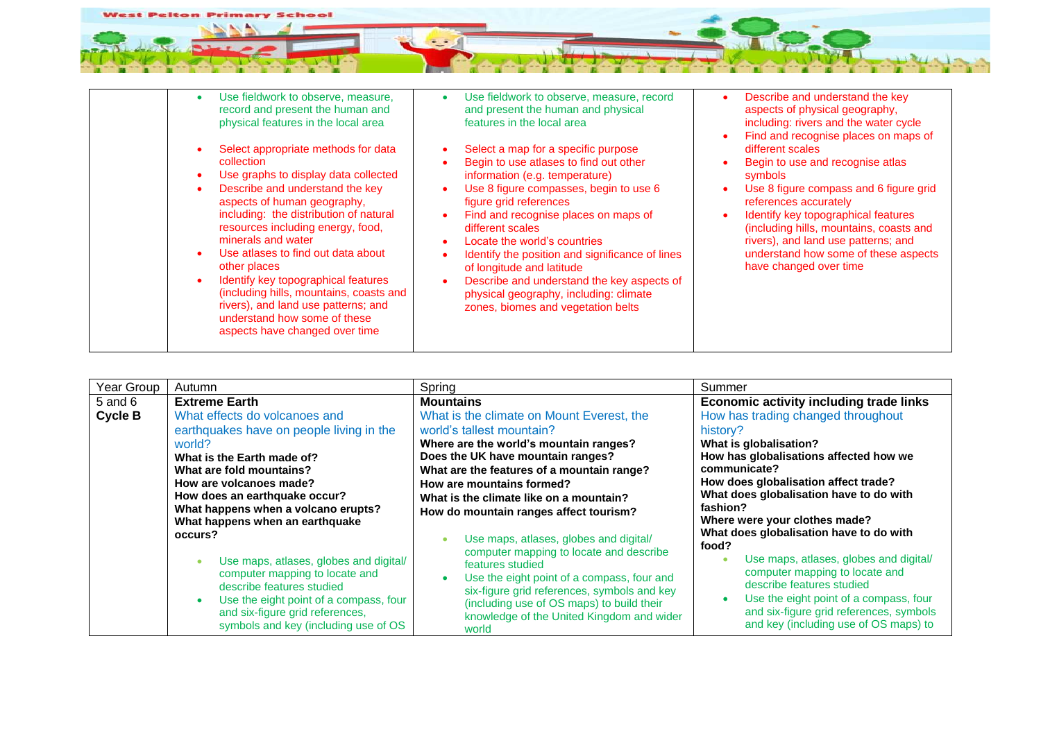| | | | |
|---|---|---|---|
| | • Use fieldwork to observe, measure, record and present the human and physical features in the local area<br><br>• Select appropriate methods for data collection<br>• Use graphs to display data collected<br>• Describe and understand the key aspects of human geography, including: the distribution of natural resources including energy, food, minerals and water<br>• Use atlases to find out data about other places<br>• Identify key topographical features (including hills, mountains, coasts and rivers), and land use patterns; and understand how some of these aspects have changed over time | • Use fieldwork to observe, measure, record and present the human and physical features in the local area<br><br>• Select a map for a specific purpose<br>• Begin to use atlases to find out other information (e.g. temperature)<br>• Use 8 figure compasses, begin to use 6 figure grid references<br>• Find and recognise places on maps of different scales<br>• Locate the world's countries<br>• Identify the position and significance of lines of longitude and latitude<br>• Describe and understand the key aspects of physical geography, including: climate zones, biomes and vegetation belts | • Describe and understand the key aspects of physical geography, including: rivers and the water cycle<br>• Find and recognise places on maps of different scales<br>• Begin to use and recognise atlas symbols<br>• Use 8 figure compass and 6 figure grid references accurately<br>• Identify key topographical features (including hills, mountains, coasts and rivers), and land use patterns; and understand how some of these aspects have changed over time |

| Year Group | Autumn | Spring | Summer |
|---|---|---|---|
| 5 and 6<br>**Cycle B** | **Extreme Earth**<br>What effects do volcanoes and earthquakes have on people living in the world?<br>**What is the Earth made of?**<br>**What are fold mountains?**<br>**How are volcanoes made?**<br>**How does an earthquake occur?**<br>**What happens when a volcano erupts?**<br>**What happens when an earthquake occurs?**<br><br>• Use maps, atlases, globes and digital/ computer mapping to locate and describe features studied<br>• Use the eight point of a compass, four and six-figure grid references, symbols and key (including use of OS | **Mountains**<br>What is the climate on Mount Everest, the world's tallest mountain?<br>**Where are the world's mountain ranges?**<br>**Does the UK have mountain ranges?**<br>**What are the features of a mountain range?**<br>**How are mountains formed?**<br>**What is the climate like on a mountain?**<br>**How do mountain ranges affect tourism?**<br><br>• Use maps, atlases, globes and digital/ computer mapping to locate and describe features studied<br>• Use the eight point of a compass, four and six-figure grid references, symbols and key (including use of OS maps) to build their knowledge of the United Kingdom and wider world | **Economic activity including trade links**<br>How has trading changed throughout history?<br>**What is globalisation?**<br>**How has globalisations affected how we communicate?**<br>**How does globalisation affect trade?**<br>**What does globalisation have to do with fashion?**<br>**Where were your clothes made?**<br>**What does globalisation have to do with food?**<br>• Use maps, atlases, globes and digital/ computer mapping to locate and describe features studied<br>• Use the eight point of a compass, four and six-figure grid references, symbols and key (including use of OS maps) to |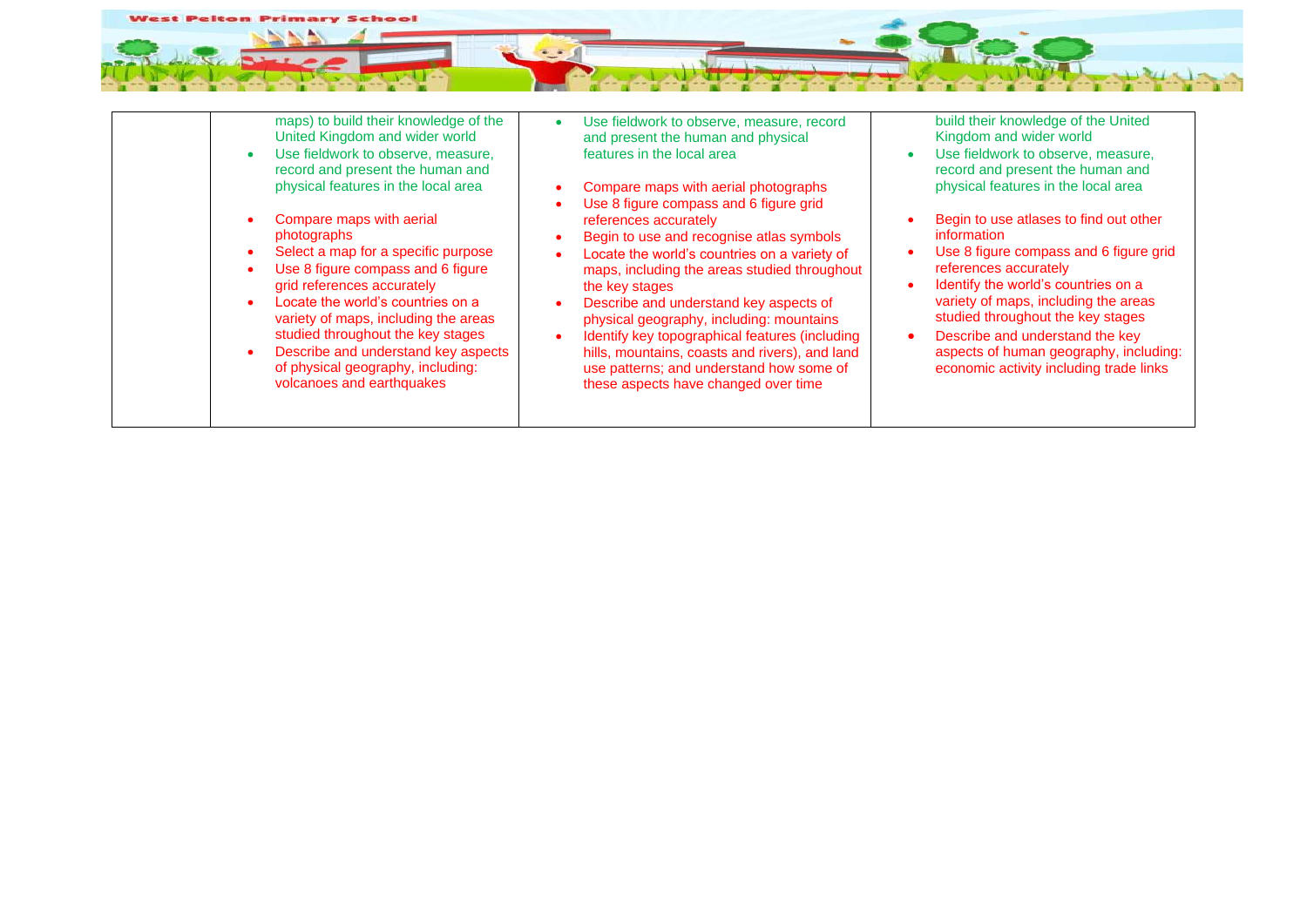| | | | |
|---|---|---|---|
| | maps) to build their knowledge of the United Kingdom and wider world<br>• Use fieldwork to observe, measure, record and present the human and physical features in the local area<br>• Compare maps with aerial photographs<br>• Select a map for a specific purpose<br>• Use 8 figure compass and 6 figure grid references accurately<br>• Locate the world's countries on a variety of maps, including the areas studied throughout the key stages<br>• Describe and understand key aspects of physical geography, including: volcanoes and earthquakes | • Use fieldwork to observe, measure, record and present the human and physical features in the local area<br>• Compare maps with aerial photographs<br>• Use 8 figure compass and 6 figure grid references accurately<br>• Begin to use and recognise atlas symbols<br>• Locate the world's countries on a variety of maps, including the areas studied throughout the key stages<br>• Describe and understand key aspects of physical geography, including: mountains<br>• Identify key topographical features (including hills, mountains, coasts and rivers), and land use patterns; and understand how some of these aspects have changed over time | build their knowledge of the United Kingdom and wider world<br>• Use fieldwork to observe, measure, record and present the human and physical features in the local area<br>• Begin to use atlases to find out other information<br>• Use 8 figure compass and 6 figure grid references accurately<br>• Identify the world's countries on a variety of maps, including the areas studied throughout the key stages<br>• Describe and understand the key aspects of human geography, including: economic activity including trade links |